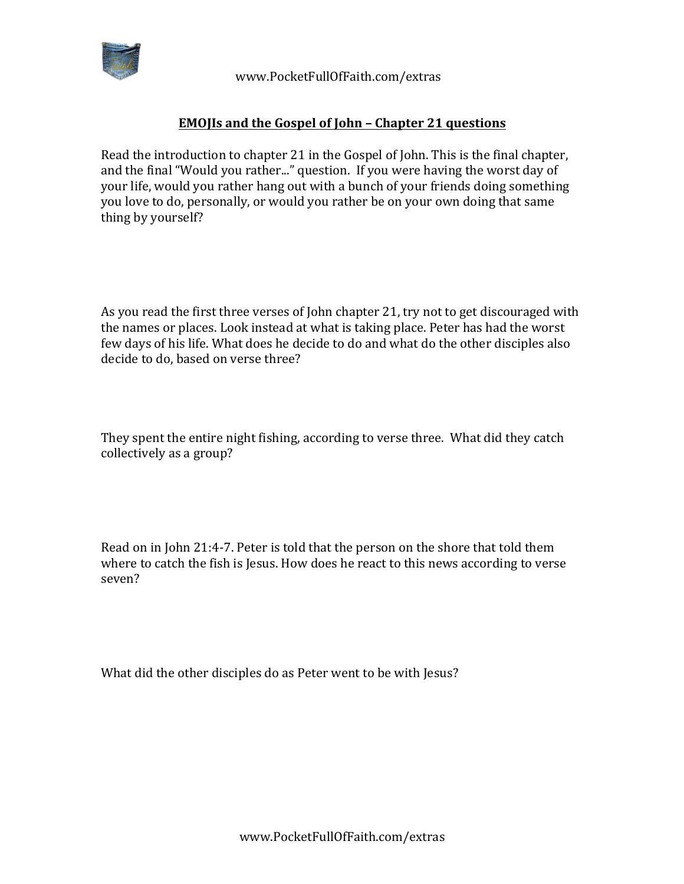## EMOJIs and the Gospel of John – Chapter 21 questions

Read the introduction to chapter 21 in the Gospel of John. This is the final chapter, and the final "Would you rather..." question. If you were having the worst day of your life, would you rather hang out with a bunch of your friends doing something you love to do, personally, or would you rather be on your own doing that same thing by yourself?

As you read the first three verses of John chapter 21, try not to get discouraged with the names or places. Look instead at what is taking place. Peter has had the worst few days of his life. What does he decide to do and what do the other disciples also decide to do, based on verse three?

They spent the entire night fishing, according to verse three. What did they catch collectively as a group?

Read on in John 21:4-7. Peter is told that the person on the shore that told them where to catch the fish is Jesus. How does he react to this news according to verse seven?

What did the other disciples do as Peter went to be with Jesus?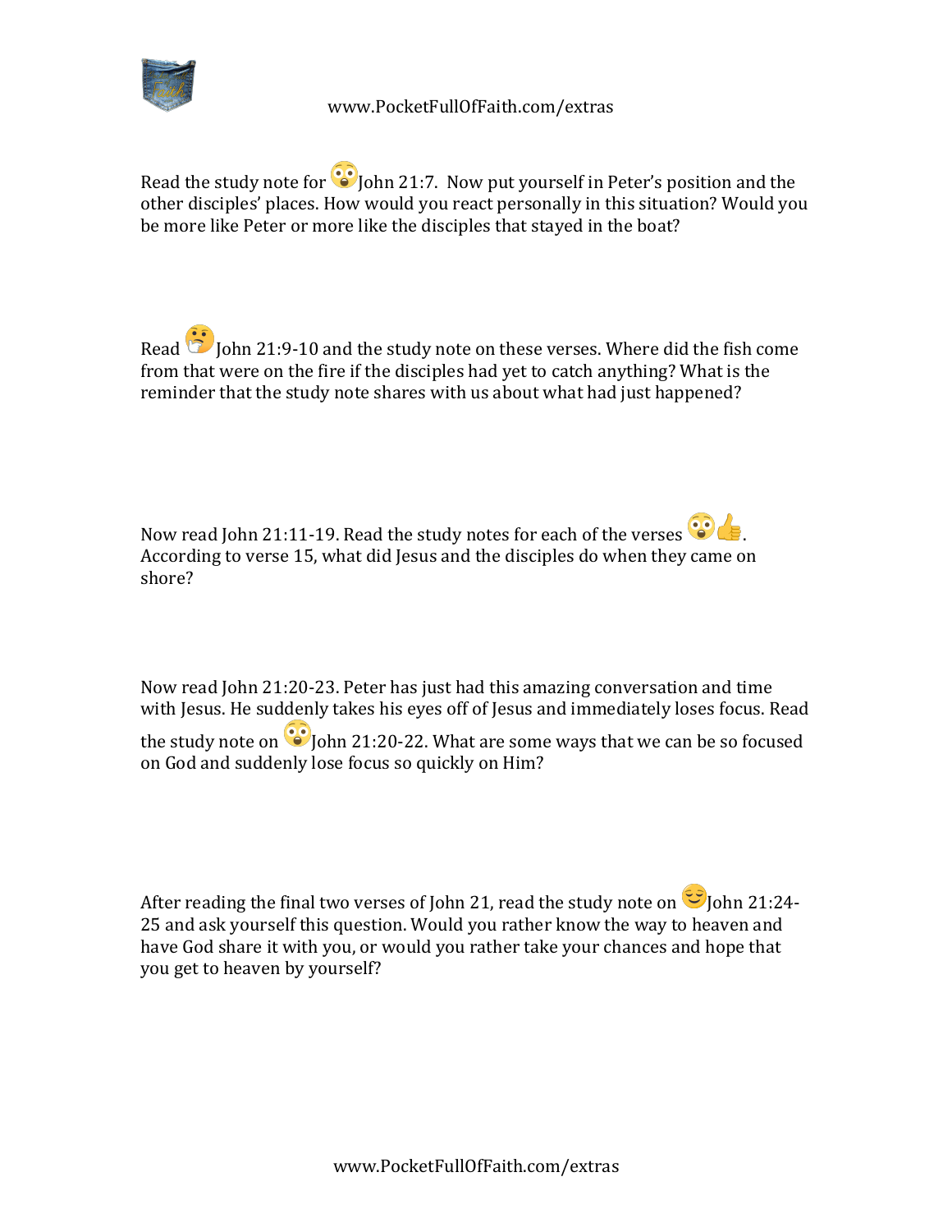Read the study note for 😲John 21:7. Now put yourself in Peter's position and the other disciples' places. How would you react personally in this situation? Would you be more like Peter or more like the disciples that stayed in the boat?

Read 🤔John 21:9-10 and the study note on these verses. Where did the fish come from that were on the fire if the disciples had yet to catch anything? What is the reminder that the study note shares with us about what had just happened?

Now read John 21:11-19. Read the study notes for each of the verses 😲👍. According to verse 15, what did Jesus and the disciples do when they came on shore?

Now read John 21:20-23. Peter has just had this amazing conversation and time with Jesus. He suddenly takes his eyes off of Jesus and immediately loses focus. Read the study note on 😲John 21:20-22. What are some ways that we can be so focused on God and suddenly lose focus so quickly on Him?

After reading the final two verses of John 21, read the study note on 😌John 21:24-25 and ask yourself this question. Would you rather know the way to heaven and have God share it with you, or would you rather take your chances and hope that you get to heaven by yourself?